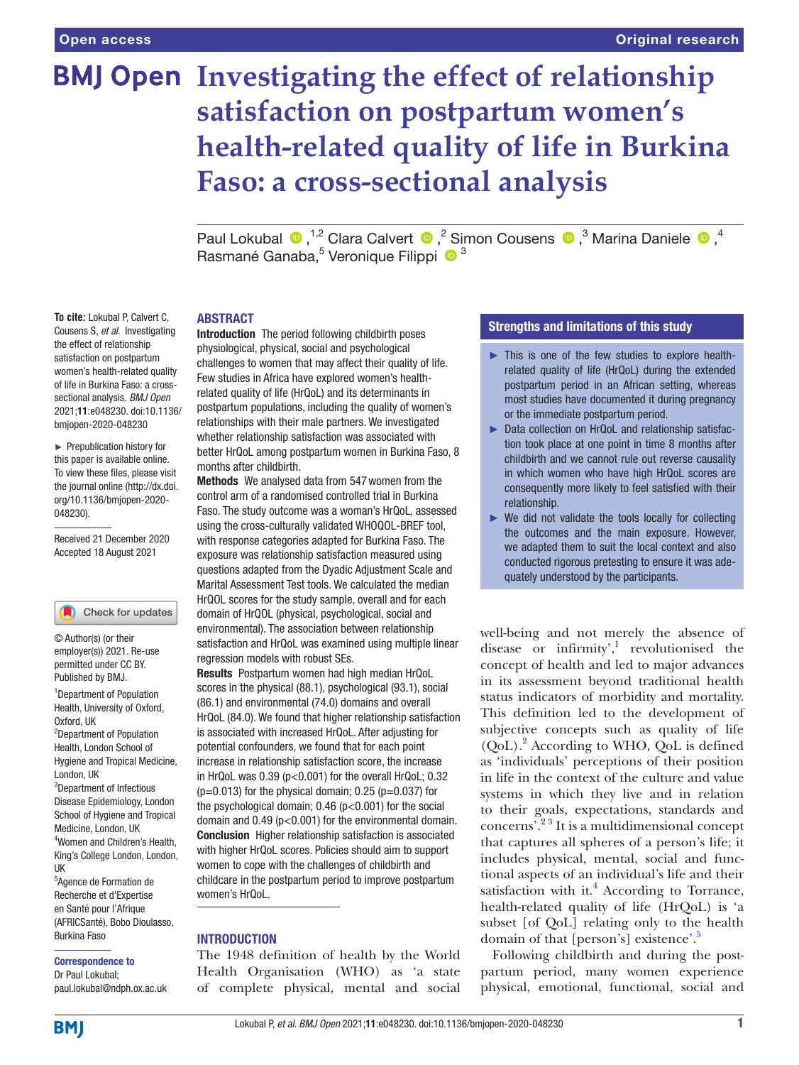# Investigating the effect of relationship satisfaction on postpartum women's health-related quality of life in Burkina Faso: a cross-sectional analysis

Paul Lokubal ,[1,2] Clara Calvert ,[2] Simon Cousens ,[3] Marina Daniele ,[4] Rasmané Ganaba,[5] Veronique Filippi [3]

**To cite:** Lokubal P, Calvert C, Cousens S, *et al*. Investigating the effect of relationship satisfaction on postpartum women's health-related quality of life in Burkina Faso: a cross-sectional analysis. *BMJ Open* 2021;**11**:e048230. doi:10.1136/bmjopen-2020-048230

► Prepublication history for this paper is available online. To view these files, please visit the journal online (http://dx.doi.org/10.1136/bmjopen-2020-048230).

Received 21 December 2020
Accepted 18 August 2021

© Author(s) (or their employer(s)) 2021. Re-use permitted under CC BY. Published by BMJ.

[1]Department of Population Health, University of Oxford, Oxford, UK
[2]Department of Population Health, London School of Hygiene and Tropical Medicine, London, UK
[3]Department of Infectious Disease Epidemiology, London School of Hygiene and Tropical Medicine, London, UK
[4]Women and Children's Health, King's College London, London, UK
[5]Agence de Formation de Recherche et d'Expertise en Santé pour l'Afrique (AFRICSanté), Bobo Dioulasso, Burkina Faso

**Correspondence to**
Dr Paul Lokubal;
paul.lokubal@ndph.ox.ac.uk

## ABSTRACT

**Introduction** The period following childbirth poses physiological, physical, social and psychological challenges to women that may affect their quality of life. Few studies in Africa have explored women's health-related quality of life (HrQoL) and its determinants in postpartum populations, including the quality of women's relationships with their male partners. We investigated whether relationship satisfaction was associated with better HrQoL among postpartum women in Burkina Faso, 8 months after childbirth.

**Methods** We analysed data from 547 women from the control arm of a randomised controlled trial in Burkina Faso. The study outcome was a woman's HrQoL, assessed using the cross-culturally validated WHOQOL-BREF tool, with response categories adapted for Burkina Faso. The exposure was relationship satisfaction measured using questions adapted from the Dyadic Adjustment Scale and Marital Assessment Test tools. We calculated the median HrQOL scores for the study sample, overall and for each domain of HrQOL (physical, psychological, social and environmental). The association between relationship satisfaction and HrQoL was examined using multiple linear regression models with robust SEs.

**Results** Postpartum women had high median HrQoL scores in the physical (88.1), psychological (93.1), social (86.1) and environmental (74.0) domains and overall HrQoL (84.0). We found that higher relationship satisfaction is associated with increased HrQoL. After adjusting for potential confounders, we found that for each point increase in relationship satisfaction score, the increase in HrQoL was 0.39 ($p<0.001$) for the overall HrQoL; 0.32 ($p=0.013$) for the physical domain; 0.25 ($p=0.037$) for the psychological domain; 0.46 ($p<0.001$) for the social domain and 0.49 ($p<0.001$) for the environmental domain.

**Conclusion** Higher relationship satisfaction is associated with higher HrQoL scores. Policies should aim to support women to cope with the challenges of childbirth and childcare in the postpartum period to improve postpartum women's HrQoL.

### Strengths and limitations of this study

- ► This is one of the few studies to explore health-related quality of life (HrQoL) during the extended postpartum period in an African setting, whereas most studies have documented it during pregnancy or the immediate postpartum period.
- ► Data collection on HrQoL and relationship satisfaction took place at one point in time 8 months after childbirth and we cannot rule out reverse causality in which women who have high HrQoL scores are consequently more likely to feel satisfied with their relationship.
- ► We did not validate the tools locally for collecting the outcomes and the main exposure. However, we adapted them to suit the local context and also conducted rigorous pretesting to ensure it was adequately understood by the participants.

## INTRODUCTION

The 1948 definition of health by the World Health Organisation (WHO) as 'a state of complete physical, mental and social well-being and not merely the absence of disease or infirmity',[1] revolutionised the concept of health and led to major advances in its assessment beyond traditional health status indicators of morbidity and mortality. This definition led to the development of subjective concepts such as quality of life (QoL).[2] According to WHO, QoL is defined as 'individuals' perceptions of their position in life in the context of the culture and value systems in which they live and in relation to their goals, expectations, standards and concerns'.[2,3] It is a multidimensional concept that captures all spheres of a person's life; it includes physical, mental, social and functional aspects of an individual's life and their satisfaction with it.[4] According to Torrance, health-related quality of life (HrQoL) is 'a subset [of QoL] relating only to the health domain of that [person's] existence'.[5]

Following childbirth and during the postpartum period, many women experience physical, emotional, functional, social and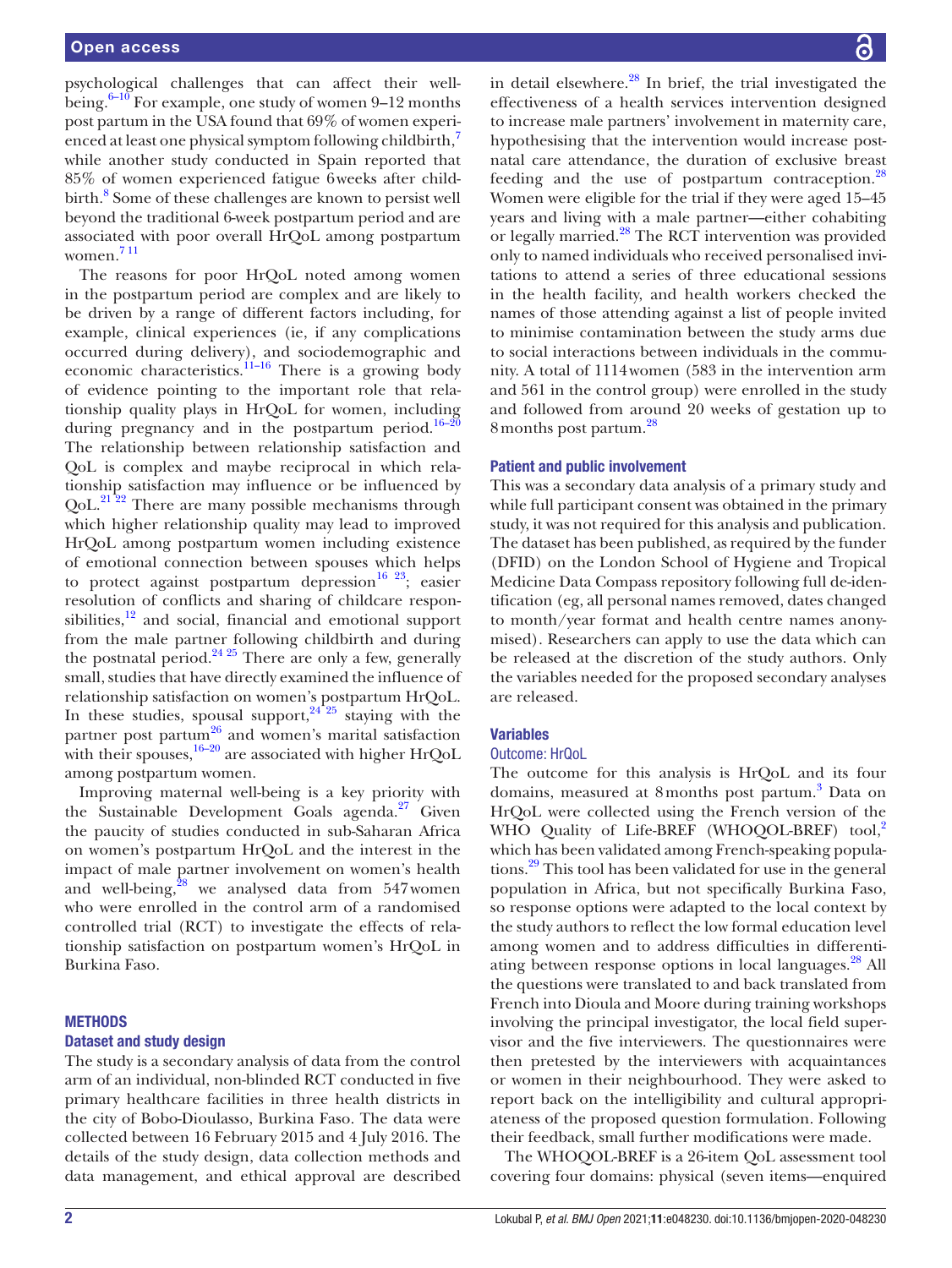psychological challenges that can affect their well-being.[6–10] For example, one study of women 9–12 months post partum in the USA found that 69% of women experienced at least one physical symptom following childbirth,[7] while another study conducted in Spain reported that 85% of women experienced fatigue 6 weeks after childbirth.[8] Some of these challenges are known to persist well beyond the traditional 6-week postpartum period and are associated with poor overall HrQoL among postpartum women.[7 11]

The reasons for poor HrQoL noted among women in the postpartum period are complex and are likely to be driven by a range of different factors including, for example, clinical experiences (ie, if any complications occurred during delivery), and sociodemographic and economic characteristics.[11–16] There is a growing body of evidence pointing to the important role that relationship quality plays in HrQoL for women, including during pregnancy and in the postpartum period.[16–20] The relationship between relationship satisfaction and QoL is complex and maybe reciprocal in which relationship satisfaction may influence or be influenced by QoL.[21 22] There are many possible mechanisms through which higher relationship quality may lead to improved HrQoL among postpartum women including existence of emotional connection between spouses which helps to protect against postpartum depression[16 23]; easier resolution of conflicts and sharing of childcare responsibilities,[12] and social, financial and emotional support from the male partner following childbirth and during the postnatal period.[24 25] There are only a few, generally small, studies that have directly examined the influence of relationship satisfaction on women's postpartum HrQoL. In these studies, spousal support,[24 25] staying with the partner post partum[26] and women's marital satisfaction with their spouses,[16–20] are associated with higher HrQoL among postpartum women.

Improving maternal well-being is a key priority with the Sustainable Development Goals agenda.[27] Given the paucity of studies conducted in sub-Saharan Africa on women's postpartum HrQoL and the interest in the impact of male partner involvement on women's health and well-being,[28] we analysed data from 547 women who were enrolled in the control arm of a randomised controlled trial (RCT) to investigate the effects of relationship satisfaction on postpartum women's HrQoL in Burkina Faso.

## METHODS

### Dataset and study design

The study is a secondary analysis of data from the control arm of an individual, non-blinded RCT conducted in five primary healthcare facilities in three health districts in the city of Bobo-Dioulasso, Burkina Faso. The data were collected between 16 February 2015 and 4 July 2016. The details of the study design, data collection methods and data management, and ethical approval are described in detail elsewhere.[28] In brief, the trial investigated the effectiveness of a health services intervention designed to increase male partners' involvement in maternity care, hypothesising that the intervention would increase postnatal care attendance, the duration of exclusive breast feeding and the use of postpartum contraception.[28] Women were eligible for the trial if they were aged 15–45 years and living with a male partner—either cohabiting or legally married.[28] The RCT intervention was provided only to named individuals who received personalised invitations to attend a series of three educational sessions in the health facility, and health workers checked the names of those attending against a list of people invited to minimise contamination between the study arms due to social interactions between individuals in the community. A total of 1114 women (583 in the intervention arm and 561 in the control group) were enrolled in the study and followed from around 20 weeks of gestation up to 8 months post partum.[28]

### Patient and public involvement

This was a secondary data analysis of a primary study and while full participant consent was obtained in the primary study, it was not required for this analysis and publication. The dataset has been published, as required by the funder (DFID) on the London School of Hygiene and Tropical Medicine Data Compass repository following full de-identification (eg, all personal names removed, dates changed to month/year format and health centre names anonymised). Researchers can apply to use the data which can be released at the discretion of the study authors. Only the variables needed for the proposed secondary analyses are released.

### Variables

#### Outcome: HrQoL

The outcome for this analysis is HrQoL and its four domains, measured at 8 months post partum.[3] Data on HrQoL were collected using the French version of the WHO Quality of Life-BREF (WHOQOL-BREF) tool,[2] which has been validated among French-speaking populations.[29] This tool has been validated for use in the general population in Africa, but not specifically Burkina Faso, so response options were adapted to the local context by the study authors to reflect the low formal education level among women and to address difficulties in differentiating between response options in local languages.[28] All the questions were translated to and back translated from French into Dioula and Moore during training workshops involving the principal investigator, the local field supervisor and the five interviewers. The questionnaires were then pretested by the interviewers with acquaintances or women in their neighbourhood. They were asked to report back on the intelligibility and cultural appropriateness of the proposed question formulation. Following their feedback, small further modifications were made.

The WHOQOL-BREF is a 26-item QoL assessment tool covering four domains: physical (seven items—enquired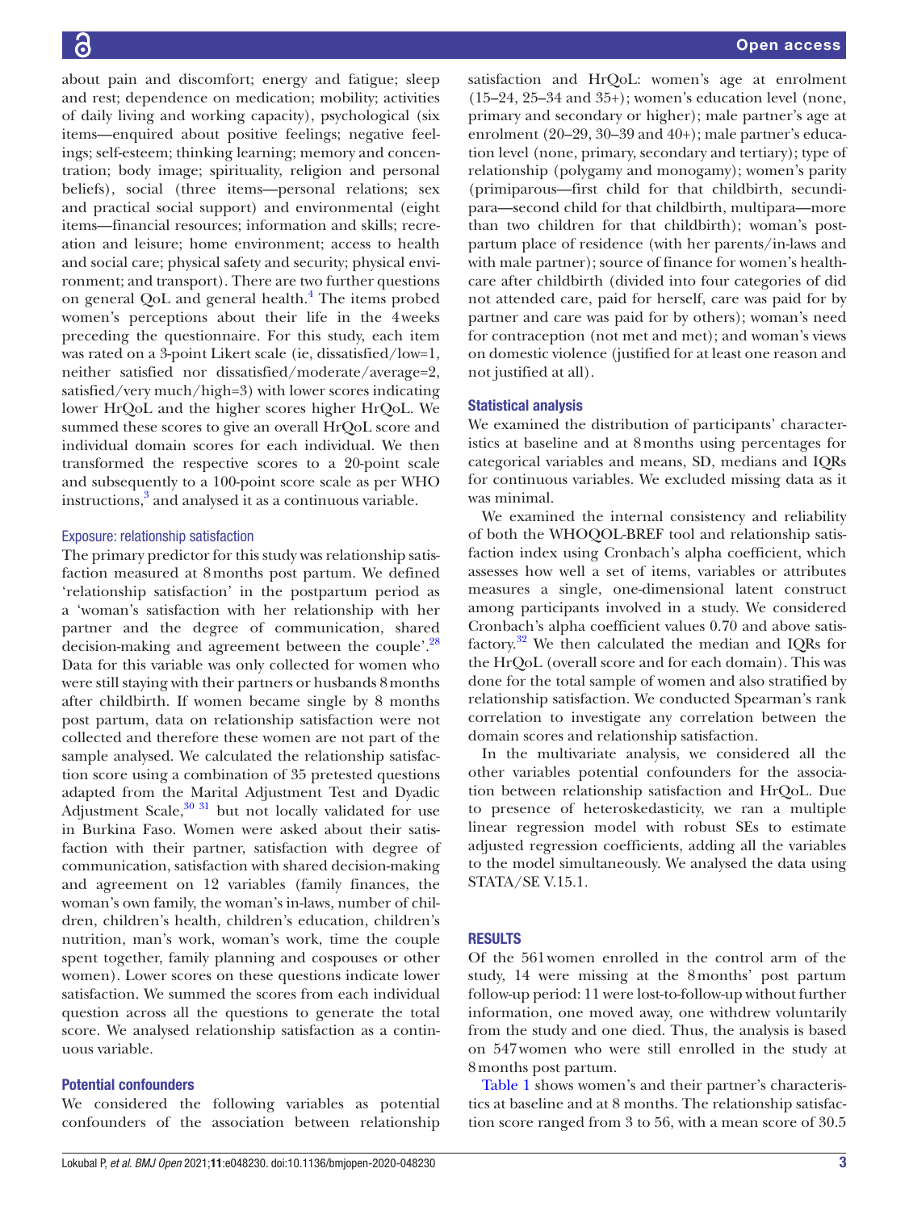about pain and discomfort; energy and fatigue; sleep and rest; dependence on medication; mobility; activities of daily living and working capacity), psychological (six items—enquired about positive feelings; negative feelings; self-esteem; thinking learning; memory and concentration; body image; spirituality, religion and personal beliefs), social (three items—personal relations; sex and practical social support) and environmental (eight items—financial resources; information and skills; recreation and leisure; home environment; access to health and social care; physical safety and security; physical environment; and transport). There are two further questions on general QoL and general health.[4] The items probed women's perceptions about their life in the 4 weeks preceding the questionnaire. For this study, each item was rated on a 3-point Likert scale (ie, dissatisfied/low=1, neither satisfied nor dissatisfied/moderate/average=2, satisfied/very much/high=3) with lower scores indicating lower HrQoL and the higher scores higher HrQoL. We summed these scores to give an overall HrQoL score and individual domain scores for each individual. We then transformed the respective scores to a 20-point scale and subsequently to a 100-point score scale as per WHO instructions,[3] and analysed it as a continuous variable.

### Exposure: relationship satisfaction

The primary predictor for this study was relationship satisfaction measured at 8 months post partum. We defined 'relationship satisfaction' in the postpartum period as a 'woman's satisfaction with her relationship with her partner and the degree of communication, shared decision-making and agreement between the couple'.[28] Data for this variable was only collected for women who were still staying with their partners or husbands 8 months after childbirth. If women became single by 8 months post partum, data on relationship satisfaction were not collected and therefore these women are not part of the sample analysed. We calculated the relationship satisfaction score using a combination of 35 pretested questions adapted from the Marital Adjustment Test and Dyadic Adjustment Scale,[30 31] but not locally validated for use in Burkina Faso. Women were asked about their satisfaction with their partner, satisfaction with degree of communication, satisfaction with shared decision-making and agreement on 12 variables (family finances, the woman's own family, the woman's in-laws, number of children, children's health, children's education, children's nutrition, man's work, woman's work, time the couple spent together, family planning and cospouses or other women). Lower scores on these questions indicate lower satisfaction. We summed the scores from each individual question across all the questions to generate the total score. We analysed relationship satisfaction as a continuous variable.

### Potential confounders

We considered the following variables as potential confounders of the association between relationship satisfaction and HrQoL: women's age at enrolment (15–24, 25–34 and 35+); women's education level (none, primary and secondary or higher); male partner's age at enrolment (20–29, 30–39 and 40+); male partner's education level (none, primary, secondary and tertiary); type of relationship (polygamy and monogamy); women's parity (primiparous—first child for that childbirth, secundipara—second child for that childbirth, multipara—more than two children for that childbirth); woman's postpartum place of residence (with her parents/in-laws and with male partner); source of finance for women's healthcare after childbirth (divided into four categories of did not attended care, paid for herself, care was paid for by partner and care was paid for by others); woman's need for contraception (not met and met); and woman's views on domestic violence (justified for at least one reason and not justified at all).

### Statistical analysis

We examined the distribution of participants' characteristics at baseline and at 8 months using percentages for categorical variables and means, SD, medians and IQRs for continuous variables. We excluded missing data as it was minimal.

We examined the internal consistency and reliability of both the WHOQOL-BREF tool and relationship satisfaction index using Cronbach's alpha coefficient, which assesses how well a set of items, variables or attributes measures a single, one-dimensional latent construct among participants involved in a study. We considered Cronbach's alpha coefficient values 0.70 and above satisfactory.[32] We then calculated the median and IQRs for the HrQoL (overall score and for each domain). This was done for the total sample of women and also stratified by relationship satisfaction. We conducted Spearman's rank correlation to investigate any correlation between the domain scores and relationship satisfaction.

In the multivariate analysis, we considered all the other variables potential confounders for the association between relationship satisfaction and HrQoL. Due to presence of heteroskedasticity, we ran a multiple linear regression model with robust SEs to estimate adjusted regression coefficients, adding all the variables to the model simultaneously. We analysed the data using STATA/SE V.15.1.

## RESULTS

Of the 561 women enrolled in the control arm of the study, 14 were missing at the 8 months' post partum follow-up period: 11 were lost-to-follow-up without further information, one moved away, one withdrew voluntarily from the study and one died. Thus, the analysis is based on 547 women who were still enrolled in the study at 8 months post partum.

Table 1 shows women's and their partner's characteristics at baseline and at 8 months. The relationship satisfaction score ranged from 3 to 56, with a mean score of 30.5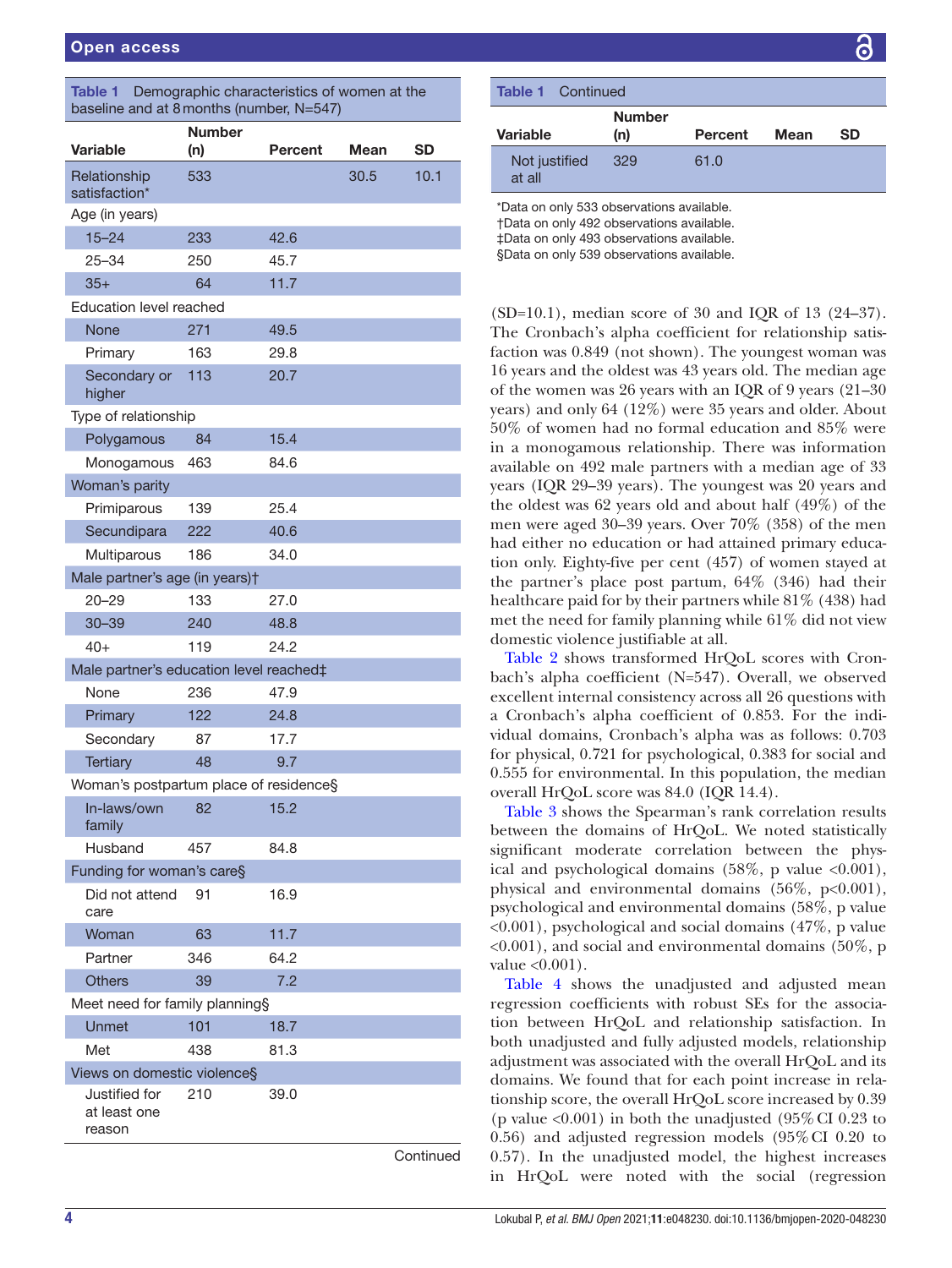**Table 1** Demographic characteristics of women at the baseline and at 8 months (number, N=547)

| Variable | Number (n) | Percent | Mean | SD |
|---|---|---|---|---|
| Relationship satisfaction* | 533 | | 30.5 | 10.1 |
| Age (in years) | | | | |
| 15–24 | 233 | 42.6 | | |
| 25–34 | 250 | 45.7 | | |
| 35+ | 64 | 11.7 | | |
| Education level reached | | | | |
| None | 271 | 49.5 | | |
| Primary | 163 | 29.8 | | |
| Secondary or higher | 113 | 20.7 | | |
| Type of relationship | | | | |
| Polygamous | 84 | 15.4 | | |
| Monogamous | 463 | 84.6 | | |
| Woman's parity | | | | |
| Primiparous | 139 | 25.4 | | |
| Secundipara | 222 | 40.6 | | |
| Multiparous | 186 | 34.0 | | |
| Male partner's age (in years)† | | | | |
| 20–29 | 133 | 27.0 | | |
| 30–39 | 240 | 48.8 | | |
| 40+ | 119 | 24.2 | | |
| Male partner's education level reached‡ | | | | |
| None | 236 | 47.9 | | |
| Primary | 122 | 24.8 | | |
| Secondary | 87 | 17.7 | | |
| Tertiary | 48 | 9.7 | | |
| Woman's postpartum place of residence§ | | | | |
| In-laws/own family | 82 | 15.2 | | |
| Husband | 457 | 84.8 | | |
| Funding for woman's care§ | | | | |
| Did not attend care | 91 | 16.9 | | |
| Woman | 63 | 11.7 | | |
| Partner | 346 | 64.2 | | |
| Others | 39 | 7.2 | | |
| Meet need for family planning§ | | | | |
| Unmet | 101 | 18.7 | | |
| Met | 438 | 81.3 | | |
| Views on domestic violence§ | | | | |
| Justified for at least one reason | 210 | 39.0 | | |
| Not justified at all | 329 | 61.0 | | |

*Data on only 533 observations available.
†Data on only 492 observations available.
‡Data on only 493 observations available.
§Data on only 539 observations available.

(SD=10.1), median score of 30 and IQR of 13 (24–37). The Cronbach's alpha coefficient for relationship satisfaction was 0.849 (not shown). The youngest woman was 16 years and the oldest was 43 years old. The median age of the women was 26 years with an IQR of 9 years (21–30 years) and only 64 (12%) were 35 years and older. About 50% of women had no formal education and 85% were in a monogamous relationship. There was information available on 492 male partners with a median age of 33 years (IQR 29–39 years). The youngest was 20 years and the oldest was 62 years old and about half (49%) of the men were aged 30–39 years. Over 70% (358) of the men had either no education or had attained primary education only. Eighty-five per cent (457) of women stayed at the partner's place post partum, 64% (346) had their healthcare paid for by their partners while 81% (438) had met the need for family planning while 61% did not view domestic violence justifiable at all.

Table 2 shows transformed HrQoL scores with Cronbach's alpha coefficient (N=547). Overall, we observed excellent internal consistency across all 26 questions with a Cronbach's alpha coefficient of 0.853. For the individual domains, Cronbach's alpha was as follows: 0.703 for physical, 0.721 for psychological, 0.383 for social and 0.555 for environmental. In this population, the median overall HrQoL score was 84.0 (IQR 14.4).

Table 3 shows the Spearman's rank correlation results between the domains of HrQoL. We noted statistically significant moderate correlation between the physical and psychological domains (58%, p value <0.001), physical and environmental domains (56%, p<0.001), psychological and environmental domains (58%, p value <0.001), psychological and social domains (47%, p value <0.001), and social and environmental domains (50%, p value <0.001).

Table 4 shows the unadjusted and adjusted mean regression coefficients with robust SEs for the association between HrQoL and relationship satisfaction. In both unadjusted and fully adjusted models, relationship adjustment was associated with the overall HrQoL and its domains. We found that for each point increase in relationship score, the overall HrQoL score increased by 0.39 (p value <0.001) in both the unadjusted (95% CI 0.23 to 0.56) and adjusted regression models (95% CI 0.20 to 0.57). In the unadjusted model, the highest increases in HrQoL were noted with the social (regression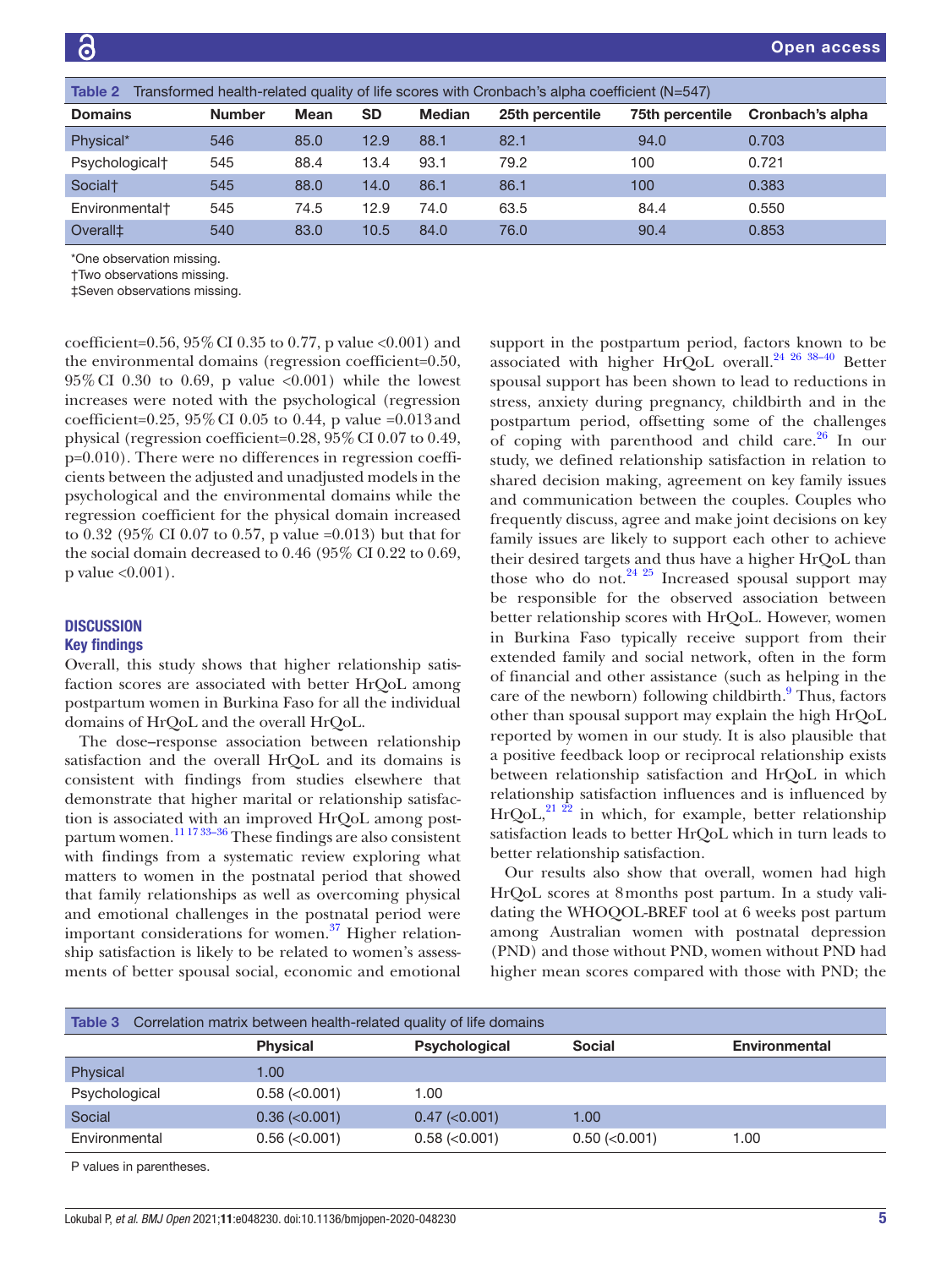Table 2 Transformed health-related quality of life scores with Cronbach's alpha coefficient (N=547)

| Domains | Number | Mean | SD | Median | 25th percentile | 75th percentile | Cronbach's alpha |
|---|---|---|---|---|---|---|---|
| Physical* | 546 | 85.0 | 12.9 | 88.1 | 82.1 | 94.0 | 0.703 |
| Psychological† | 545 | 88.4 | 13.4 | 93.1 | 79.2 | 100 | 0.721 |
| Social† | 545 | 88.0 | 14.0 | 86.1 | 86.1 | 100 | 0.383 |
| Environmental† | 545 | 74.5 | 12.9 | 74.0 | 63.5 | 84.4 | 0.550 |
| Overall‡ | 540 | 83.0 | 10.5 | 84.0 | 76.0 | 90.4 | 0.853 |

*One observation missing.
†Two observations missing.
‡Seven observations missing.

coefficient=0.56, 95% CI 0.35 to 0.77, p value <0.001) and the environmental domains (regression coefficient=0.50, 95% CI 0.30 to 0.69, p value <0.001) while the lowest increases were noted with the psychological (regression coefficient=0.25, 95% CI 0.05 to 0.44, p value =0.013 and physical (regression coefficient=0.28, 95% CI 0.07 to 0.49, p=0.010). There were no differences in regression coefficients between the adjusted and unadjusted models in the psychological and the environmental domains while the regression coefficient for the physical domain increased to 0.32 (95% CI 0.07 to 0.57, p value =0.013) but that for the social domain decreased to 0.46 (95% CI 0.22 to 0.69, p value <0.001).

## DISCUSSION

### Key findings

Overall, this study shows that higher relationship satisfaction scores are associated with better HrQoL among postpartum women in Burkina Faso for all the individual domains of HrQoL and the overall HrQoL.

The dose–response association between relationship satisfaction and the overall HrQoL and its domains is consistent with findings from studies elsewhere that demonstrate that higher marital or relationship satisfaction is associated with an improved HrQoL among postpartum women.[11 17 33–36] These findings are also consistent with findings from a systematic review exploring what matters to women in the postnatal period that showed that family relationships as well as overcoming physical and emotional challenges in the postnatal period were important considerations for women.[37] Higher relationship satisfaction is likely to be related to women's assessments of better spousal social, economic and emotional support in the postpartum period, factors known to be associated with higher HrQoL overall.[24 26 38–40] Better spousal support has been shown to lead to reductions in stress, anxiety during pregnancy, childbirth and in the postpartum period, offsetting some of the challenges of coping with parenthood and child care.[26] In our study, we defined relationship satisfaction in relation to shared decision making, agreement on key family issues and communication between the couples. Couples who frequently discuss, agree and make joint decisions on key family issues are likely to support each other to achieve their desired targets and thus have a higher HrQoL than those who do not.[24 25] Increased spousal support may be responsible for the observed association between better relationship scores with HrQoL. However, women in Burkina Faso typically receive support from their extended family and social network, often in the form of financial and other assistance (such as helping in the care of the newborn) following childbirth.[9] Thus, factors other than spousal support may explain the high HrQoL reported by women in our study. It is also plausible that a positive feedback loop or reciprocal relationship exists between relationship satisfaction and HrQoL in which relationship satisfaction influences and is influenced by HrQoL,[21 22] in which, for example, better relationship satisfaction leads to better HrQoL which in turn leads to better relationship satisfaction.

Our results also show that overall, women had high HrQoL scores at 8 months post partum. In a study validating the WHOQOL-BREF tool at 6 weeks post partum among Australian women with postnatal depression (PND) and those without PND, women without PND had higher mean scores compared with those with PND; the

Table 3 Correlation matrix between health-related quality of life domains

| | Physical | Psychological | Social | Environmental |
|---|---|---|---|---|
| Physical | 1.00 | | | |
| Psychological | 0.58 (<0.001) | 1.00 | | |
| Social | 0.36 (<0.001) | 0.47 (<0.001) | 1.00 | |
| Environmental | 0.56 (<0.001) | 0.58 (<0.001) | 0.50 (<0.001) | 1.00 |

P values in parentheses.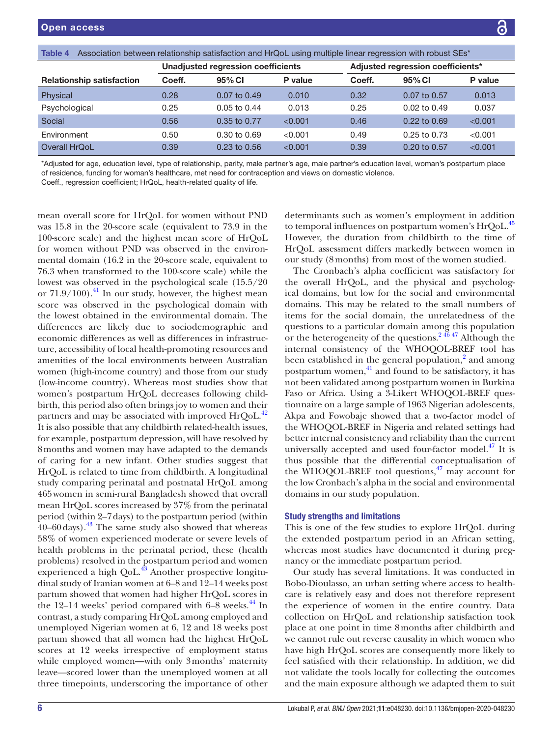Table 4 Association between relationship satisfaction and HrQoL using multiple linear regression with robust SEs*

| Relationship satisfaction | Unadjusted regression coefficients | | | Adjusted regression coefficients* | | |
|---|---|---|---|---|---|---|
| | Coeff. | 95% CI | P value | Coeff. | 95% CI | P value |
| Physical | 0.28 | 0.07 to 0.49 | 0.010 | 0.32 | 0.07 to 0.57 | 0.013 |
| Psychological | 0.25 | 0.05 to 0.44 | 0.013 | 0.25 | 0.02 to 0.49 | 0.037 |
| Social | 0.56 | 0.35 to 0.77 | <0.001 | 0.46 | 0.22 to 0.69 | <0.001 |
| Environment | 0.50 | 0.30 to 0.69 | <0.001 | 0.49 | 0.25 to 0.73 | <0.001 |
| Overall HrQoL | 0.39 | 0.23 to 0.56 | <0.001 | 0.39 | 0.20 to 0.57 | <0.001 |

*Adjusted for age, education level, type of relationship, parity, male partner's age, male partner's education level, woman's postpartum place of residence, funding for woman's healthcare, met need for contraception and views on domestic violence.
Coeff., regression coefficient; HrQoL, health-related quality of life.

mean overall score for HrQoL for women without PND was 15.8 in the 20-score scale (equivalent to 73.9 in the 100-score scale) and the highest mean score of HrQoL for women without PND was observed in the environmental domain (16.2 in the 20-score scale, equivalent to 76.3 when transformed to the 100-score scale) while the lowest was observed in the psychological scale (15.5/20 or 71.9/100).[41] In our study, however, the highest mean score was observed in the psychological domain with the lowest obtained in the environmental domain. The differences are likely due to sociodemographic and economic differences as well as differences in infrastructure, accessibility of local health-promoting resources and amenities of the local environments between Australian women (high-income country) and those from our study (low-income country). Whereas most studies show that women's postpartum HrQoL decreases following childbirth, this period also often brings joy to women and their partners and may be associated with improved HrQoL.[42] It is also possible that any childbirth related-health issues, for example, postpartum depression, will have resolved by 8 months and women may have adapted to the demands of caring for a new infant. Other studies suggest that HrQoL is related to time from childbirth. A longitudinal study comparing perinatal and postnatal HrQoL among 465 women in semi-rural Bangladesh showed that overall mean HrQoL scores increased by 37% from the perinatal period (within 2–7 days) to the postpartum period (within 40–60 days).[43] The same study also showed that whereas 58% of women experienced moderate or severe levels of health problems in the perinatal period, these (health problems) resolved in the postpartum period and women experienced a high QoL.[43] Another prospective longitudinal study of Iranian women at 6–8 and 12–14 weeks post partum showed that women had higher HrQoL scores in the 12–14 weeks' period compared with 6–8 weeks.[44] In contrast, a study comparing HrQoL among employed and unemployed Nigerian women at 6, 12 and 18 weeks post partum showed that all women had the highest HrQoL scores at 12 weeks irrespective of employment status while employed women—with only 3 months' maternity leave—scored lower than the unemployed women at all three timepoints, underscoring the importance of other determinants such as women's employment in addition to temporal influences on postpartum women's HrQoL.[45] However, the duration from childbirth to the time of HrQoL assessment differs markedly between women in our study (8 months) from most of the women studied.

The Cronbach's alpha coefficient was satisfactory for the overall HrQoL, and the physical and psychological domains, but low for the social and environmental domains. This may be related to the small numbers of items for the social domain, the unrelatedness of the questions to a particular domain among this population or the heterogeneity of the questions.[2,46,47] Although the internal consistency of the WHOQOL-BREF tool has been established in the general population,[2] and among postpartum women,[41] and found to be satisfactory, it has not been validated among postpartum women in Burkina Faso or Africa. Using a 3-Likert WHOQOL-BREF questionnaire on a large sample of 1963 Nigerian adolescents, Akpa and Fowobaje showed that a two-factor model of the WHOQOL-BREF in Nigeria and related settings had better internal consistency and reliability than the current universally accepted and used four-factor model.[47] It is thus possible that the differential conceptualisation of the WHOQOL-BREF tool questions,[47] may account for the low Cronbach's alpha in the social and environmental domains in our study population.

### Study strengths and limitations

This is one of the few studies to explore HrQoL during the extended postpartum period in an African setting, whereas most studies have documented it during pregnancy or the immediate postpartum period.

Our study has several limitations. It was conducted in Bobo-Dioulasso, an urban setting where access to healthcare is relatively easy and does not therefore represent the experience of women in the entire country. Data collection on HrQoL and relationship satisfaction took place at one point in time 8 months after childbirth and we cannot rule out reverse causality in which women who have high HrQoL scores are consequently more likely to feel satisfied with their relationship. In addition, we did not validate the tools locally for collecting the outcomes and the main exposure although we adapted them to suit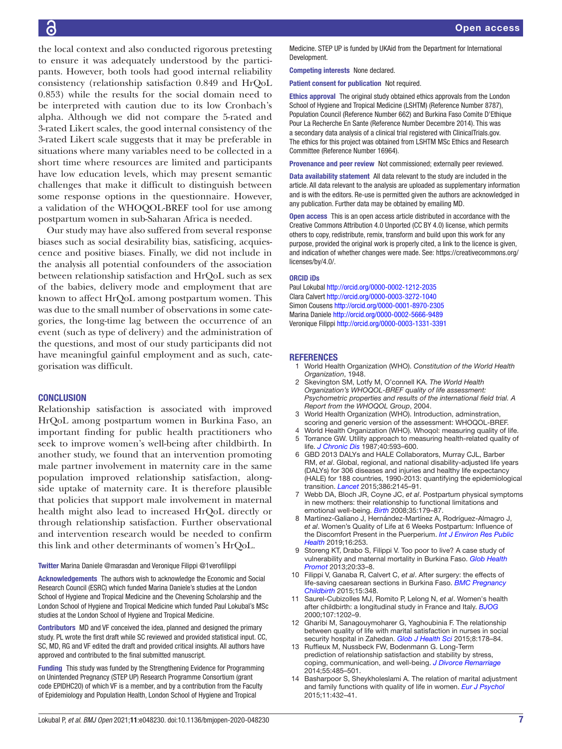the local context and also conducted rigorous pretesting to ensure it was adequately understood by the participants. However, both tools had good internal reliability consistency (relationship satisfaction 0.849 and HrQoL 0.853) while the results for the social domain need to be interpreted with caution due to its low Cronbach's alpha. Although we did not compare the 5-rated and 3-rated Likert scales, the good internal consistency of the 3-rated Likert scale suggests that it may be preferable in situations where many variables need to be collected in a short time where resources are limited and participants have low education levels, which may present semantic challenges that make it difficult to distinguish between some response options in the questionnaire. However, a validation of the WHOQOL-BREF tool for use among postpartum women in sub-Saharan Africa is needed.

Our study may have also suffered from several response biases such as social desirability bias, satisficing, acquiescence and positive biases. Finally, we did not include in the analysis all potential confounders of the association between relationship satisfaction and HrQoL such as sex of the babies, delivery mode and employment that are known to affect HrQoL among postpartum women. This was due to the small number of observations in some categories, the long-time lag between the occurrence of an event (such as type of delivery) and the administration of the questions, and most of our study participants did not have meaningful gainful employment and as such, categorisation was difficult.

## CONCLUSION

Relationship satisfaction is associated with improved HrQoL among postpartum women in Burkina Faso, an important finding for public health practitioners who seek to improve women's well-being after childbirth. In another study, we found that an intervention promoting male partner involvement in maternity care in the same population improved relationship satisfaction, alongside uptake of maternity care. It is therefore plausible that policies that support male involvement in maternal health might also lead to increased HrQoL directly or through relationship satisfaction. Further observational and intervention research would be needed to confirm this link and other determinants of women's HrQoL.

**Twitter** Marina Daniele @marasdan and Veronique Filippi @1verofilippi

**Acknowledgements** The authors wish to acknowledge the Economic and Social Research Council (ESRC) which funded Marina Daniele's studies at the London School of Hygiene and Tropical Medicine and the Chevening Scholarship and the London School of Hygiene and Tropical Medicine which funded Paul Lokubal's MSc studies at the London School of Hygiene and Tropical Medicine.

**Contributors** MD and VF conceived the idea, planned and designed the primary study. PL wrote the first draft while SC reviewed and provided statistical input. CC, SC, MD, RG and VF edited the draft and provided critical insights. All authors have approved and contributed to the final submitted manuscript.

**Funding** This study was funded by the Strengthening Evidence for Programming on Unintended Pregnancy (STEP UP) Research Programme Consortium (grant code EPIDHC20) of which VF is a member, and by a contribution from the Faculty of Epidemiology and Population Health, London School of Hygiene and Tropical Medicine. STEP UP is funded by UKAid from the Department for International Development.

**Competing interests** None declared.

**Patient consent for publication** Not required.

**Ethics approval** The original study obtained ethics approvals from the London School of Hygiene and Tropical Medicine (LSHTM) (Reference Number 8787), Population Council (Reference Number 662) and Burkina Faso Comite D'Ethique Pour La Recherche En Sante (Reference Number Decembre 2014). This was a secondary data analysis of a clinical trial registered with ClinicalTrials.gov. The ethics for this project was obtained from LSHTM MSc Ethics and Research Committee (Reference Number 16964).

**Provenance and peer review** Not commissioned; externally peer reviewed.

**Data availability statement** All data relevant to the study are included in the article. All data relevant to the analysis are uploaded as supplementary information and is with the editors. Re-use is permitted given the authors are acknowledged in any publication. Further data may be obtained by emailing MD.

**Open access** This is an open access article distributed in accordance with the Creative Commons Attribution 4.0 Unported (CC BY 4.0) license, which permits others to copy, redistribute, remix, transform and build upon this work for any purpose, provided the original work is properly cited, a link to the licence is given, and indication of whether changes were made. See: https://creativecommons.org/licenses/by/4.0/.

**ORCID iDs**

Paul Lokubal http://orcid.org/0000-0002-1212-2035
Clara Calvert http://orcid.org/0000-0003-3272-1040
Simon Cousens http://orcid.org/0000-0001-8970-2305
Marina Daniele http://orcid.org/0000-0002-5666-9489
Veronique Filippi http://orcid.org/0000-0003-1331-3391

## REFERENCES

1. World Health Organization (WHO). *Constitution of the World Health Organization*, 1948.
2. Skevington SM, Lotfy M, O'connell KA. *The World Health Organization's WHOQOL-BREF quality of life assessment: Psychometric properties and results of the international field trial. A Report from the WHOQOL Group*, 2004.
3. World Health Organization (WHO). Introduction, adminstration, scoring and generic version of the assessment: WHOQOL-BREF.
4. World Health Organization (WHO). Whoqol: measuring quality of life.
5. Torrance GW. Utility approach to measuring health-related quality of life. *J Chronic Dis* 1987;40:593–600.
6. GBD 2013 DALYs and HALE Collaborators, Murray CJL, Barber RM, *et al*. Global, regional, and national disability-adjusted life years (DALYs) for 306 diseases and injuries and healthy life expectancy (HALE) for 188 countries, 1990-2013: quantifying the epidemiological transition. *Lancet* 2015;386:2145–91.
7. Webb DA, Bloch JR, Coyne JC, *et al*. Postpartum physical symptoms in new mothers: their relationship to functional limitations and emotional well-being. *Birth* 2008;35:179–87.
8. Martínez-Galiano J, Hernández-Martínez A, Rodríguez-Almagro J, *et al*. Women's Quality of Life at 6 Weeks Postpartum: Influence of the Discomfort Present in the Puerperium. *Int J Environ Res Public Health* 2019;16:253.
9. Storeng KT, Drabo S, Filippi V. Too poor to live? A case study of vulnerability and maternal mortality in Burkina Faso. *Glob Health Promot* 2013;20:33–8.
10. Filippi V, Ganaba R, Calvert C, *et al*. After surgery: the effects of life-saving caesarean sections in Burkina Faso. *BMC Pregnancy Childbirth* 2015;15:348.
11. Saurel-Cubizolles MJ, Romito P, Lelong N, *et al*. Women's health after childbirth: a longitudinal study in France and Italy. *BJOG* 2000;107:1202–9.
12. Gharibi M, Sanagouymoharer G, Yaghoubinia F. The relationship between quality of life with marital satisfaction in nurses in social security hospital in Zahedan. *Glob J Health Sci* 2015;8:178–84.
13. Ruffieux M, Nussbeck FW, Bodenmann G. Long-Term prediction of relationship satisfaction and stability by stress, coping, communication, and well-being. *J Divorce Remarriage* 2014;55:485–501.
14. Basharpoor S, Sheykholeslami A. The relation of marital adjustment and family functions with quality of life in women. *Eur J Psychol* 2015;11:432–41.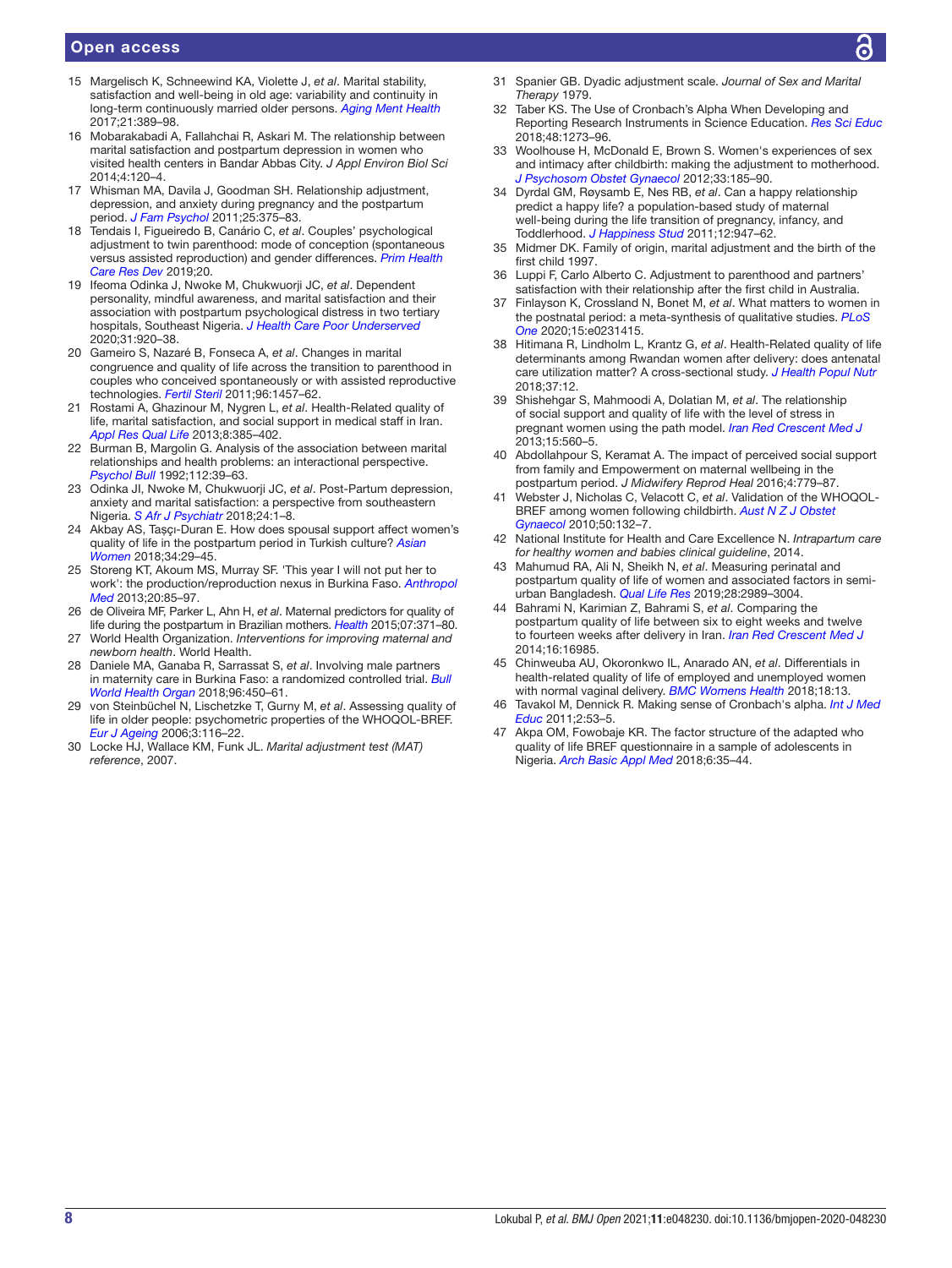15 Margelisch K, Schneewind KA, Violette J, *et al*. Marital stability, satisfaction and well-being in old age: variability and continuity in long-term continuously married older persons. *Aging Ment Health* 2017;21:389–98.
16 Mobarakabadi A, Fallahchai R, Askari M. The relationship between marital satisfaction and postpartum depression in women who visited health centers in Bandar Abbas City. *J Appl Environ Biol Sci* 2014;4:120–4.
17 Whisman MA, Davila J, Goodman SH. Relationship adjustment, depression, and anxiety during pregnancy and the postpartum period. *J Fam Psychol* 2011;25:375–83.
18 Tendais I, Figueiredo B, Canário C, *et al*. Couples' psychological adjustment to twin parenthood: mode of conception (spontaneous versus assisted reproduction) and gender differences. *Prim Health Care Res Dev* 2019;20.
19 Ifeoma Odinka J, Nwoke M, Chukwuorji JC, *et al*. Dependent personality, mindful awareness, and marital satisfaction and their association with postpartum psychological distress in two tertiary hospitals, Southeast Nigeria. *J Health Care Poor Underserved* 2020;31:920–38.
20 Gameiro S, Nazaré B, Fonseca A, *et al*. Changes in marital congruence and quality of life across the transition to parenthood in couples who conceived spontaneously or with assisted reproductive technologies. *Fertil Steril* 2011;96:1457–62.
21 Rostami A, Ghazinour M, Nygren L, *et al*. Health-Related quality of life, marital satisfaction, and social support in medical staff in Iran. *Appl Res Qual Life* 2013;8:385–402.
22 Burman B, Margolin G. Analysis of the association between marital relationships and health problems: an interactional perspective. *Psychol Bull* 1992;112:39–63.
23 Odinka JI, Nwoke M, Chukwuorji JC, *et al*. Post-Partum depression, anxiety and marital satisfaction: a perspective from southeastern Nigeria. *S Afr J Psychiatr* 2018;24:1–8.
24 Akbay AS, Taşçı-Duran E. How does spousal support affect women's quality of life in the postpartum period in Turkish culture? *Asian Women* 2018;34:29–45.
25 Storeng KT, Akoum MS, Murray SF. 'This year I will not put her to work': the production/reproduction nexus in Burkina Faso. *Anthropol Med* 2013;20:85–97.
26 de Oliveira MF, Parker L, Ahn H, *et al*. Maternal predictors for quality of life during the postpartum in Brazilian mothers. *Health* 2015;07:371–80.
27 World Health Organization. *Interventions for improving maternal and newborn health*. World Health.
28 Daniele MA, Ganaba R, Sarrassat S, *et al*. Involving male partners in maternity care in Burkina Faso: a randomized controlled trial. *Bull World Health Organ* 2018;96:450–61.
29 von Steinbüchel N, Lischetzke T, Gurny M, *et al*. Assessing quality of life in older people: psychometric properties of the WHOQOL-BREF. *Eur J Ageing* 2006;3:116–22.
30 Locke HJ, Wallace KM, Funk JL. *Marital adjustment test (MAT) reference*, 2007.
31 Spanier GB. Dyadic adjustment scale. *Journal of Sex and Marital Therapy* 1979.
32 Taber KS. The Use of Cronbach's Alpha When Developing and Reporting Research Instruments in Science Education. *Res Sci Educ* 2018;48:1273–96.
33 Woolhouse H, McDonald E, Brown S. Women's experiences of sex and intimacy after childbirth: making the adjustment to motherhood. *J Psychosom Obstet Gynaecol* 2012;33:185–90.
34 Dyrdal GM, Røysamb E, Nes RB, *et al*. Can a happy relationship predict a happy life? a population-based study of maternal well-being during the life transition of pregnancy, infancy, and Toddlerhood. *J Happiness Stud* 2011;12:947–62.
35 Midmer DK. Family of origin, marital adjustment and the birth of the first child 1997.
36 Luppi F, Carlo Alberto C. Adjustment to parenthood and partners' satisfaction with their relationship after the first child in Australia.
37 Finlayson K, Crossland N, Bonet M, *et al*. What matters to women in the postnatal period: a meta-synthesis of qualitative studies. *PLoS One* 2020;15:e0231415.
38 Hitimana R, Lindholm L, Krantz G, *et al*. Health-Related quality of life determinants among Rwandan women after delivery: does antenatal care utilization matter? A cross-sectional study. *J Health Popul Nutr* 2018;37:12.
39 Shishehgar S, Mahmoodi A, Dolatian M, *et al*. The relationship of social support and quality of life with the level of stress in pregnant women using the path model. *Iran Red Crescent Med J* 2013;15:560–5.
40 Abdollahpour S, Keramat A. The impact of perceived social support from family and Empowerment on maternal wellbeing in the postpartum period. *J Midwifery Reprod Heal* 2016;4:779–87.
41 Webster J, Nicholas C, Velacott C, *et al*. Validation of the WHOQOL-BREF among women following childbirth. *Aust N Z J Obstet Gynaecol* 2010;50:132–7.
42 National Institute for Health and Care Excellence N. *Intrapartum care for healthy women and babies clinical guideline*, 2014.
43 Mahumud RA, Ali N, Sheikh N, *et al*. Measuring perinatal and postpartum quality of life of women and associated factors in semi-urban Bangladesh. *Qual Life Res* 2019;28:2989–3004.
44 Bahrami N, Karimian Z, Bahrami S, *et al*. Comparing the postpartum quality of life between six to eight weeks and twelve to fourteen weeks after delivery in Iran. *Iran Red Crescent Med J* 2014;16:16985.
45 Chinweuba AU, Okoronkwo IL, Anarado AN, *et al*. Differentials in health-related quality of life of employed and unemployed women with normal vaginal delivery. *BMC Womens Health* 2018;18:13.
46 Tavakol M, Dennick R. Making sense of Cronbach's alpha. *Int J Med Educ* 2011;2:53–5.
47 Akpa OM, Fowobaje KR. The factor structure of the adapted who quality of life BREF questionnaire in a sample of adolescents in Nigeria. *Arch Basic Appl Med* 2018;6:35–44.